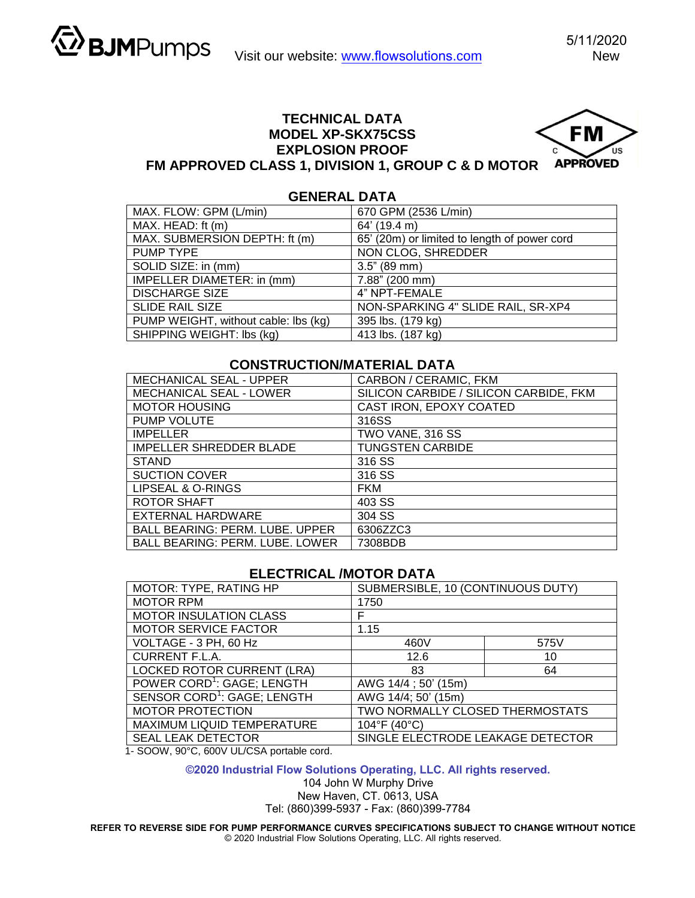BJMPumps Visit our website: www.flowsolutions.com

5/11/2020
New

# TECHNICAL DATA
# MODEL XP-SKX75CSS
# EXPLOSION PROOF
# FM APPROVED CLASS 1, DIVISION 1, GROUP C & D MOTOR

FM C US APPROVED

## GENERAL DATA

| | |
|---|---|
| MAX. FLOW: GPM (L/min) | 670 GPM (2536 L/min) |
| MAX. HEAD: ft (m) | 64' (19.4 m) |
| MAX. SUBMERSION DEPTH: ft (m) | 65' (20m) or limited to length of power cord |
| PUMP TYPE | NON CLOG, SHREDDER |
| SOLID SIZE: in (mm) | 3.5" (89 mm) |
| IMPELLER DIAMETER: in (mm) | 7.88" (200 mm) |
| DISCHARGE SIZE | 4" NPT-FEMALE |
| SLIDE RAIL SIZE | NON-SPARKING 4" SLIDE RAIL, SR-XP4 |
| PUMP WEIGHT, without cable: lbs (kg) | 395 lbs. (179 kg) |
| SHIPPING WEIGHT: lbs (kg) | 413 lbs. (187 kg) |

## CONSTRUCTION/MATERIAL DATA

| | |
|---|---|
| MECHANICAL SEAL - UPPER | CARBON / CERAMIC, FKM |
| MECHANICAL SEAL - LOWER | SILICON CARBIDE / SILICON CARBIDE, FKM |
| MOTOR HOUSING | CAST IRON, EPOXY COATED |
| PUMP VOLUTE | 316SS |
| IMPELLER | TWO VANE, 316 SS |
| IMPELLER SHREDDER BLADE | TUNGSTEN CARBIDE |
| STAND | 316 SS |
| SUCTION COVER | 316 SS |
| LIPSEAL & O-RINGS | FKM |
| ROTOR SHAFT | 403 SS |
| EXTERNAL HARDWARE | 304 SS |
| BALL BEARING: PERM. LUBE. UPPER | 6306ZZC3 |
| BALL BEARING: PERM. LUBE. LOWER | 7308BDB |

## ELECTRICAL /MOTOR DATA

| | | |
|---|---|---|
| MOTOR: TYPE, RATING HP | SUBMERSIBLE, 10 (CONTINUOUS DUTY) | |
| MOTOR RPM | 1750 | |
| MOTOR INSULATION CLASS | F | |
| MOTOR SERVICE FACTOR | 1.15 | |
| VOLTAGE - 3 PH, 60 Hz | 460V | 575V |
| CURRENT F.L.A. | 12.6 | 10 |
| LOCKED ROTOR CURRENT (LRA) | 83 | 64 |
| POWER CORD[1]: GAGE; LENGTH | AWG 14/4 ; 50' (15m) | |
| SENSOR CORD[1]: GAGE; LENGTH | AWG 14/4; 50' (15m) | |
| MOTOR PROTECTION | TWO NORMALLY CLOSED THERMOSTATS | |
| MAXIMUM LIQUID TEMPERATURE | 104°F (40°C) | |
| SEAL LEAK DETECTOR | SINGLE ELECTRODE LEAKAGE DETECTOR | |

1- SOOW, 90°C, 600V UL/CSA portable cord.

**©2020 Industrial Flow Solutions Operating, LLC. All rights reserved.**
104 John W Murphy Drive
New Haven, CT. 0613, USA
Tel: (860)399-5937 - Fax: (860)399-7784

**REFER TO REVERSE SIDE FOR PUMP PERFORMANCE CURVES SPECIFICATIONS SUBJECT TO CHANGE WITHOUT NOTICE**
© 2020 Industrial Flow Solutions Operating, LLC. All rights reserved.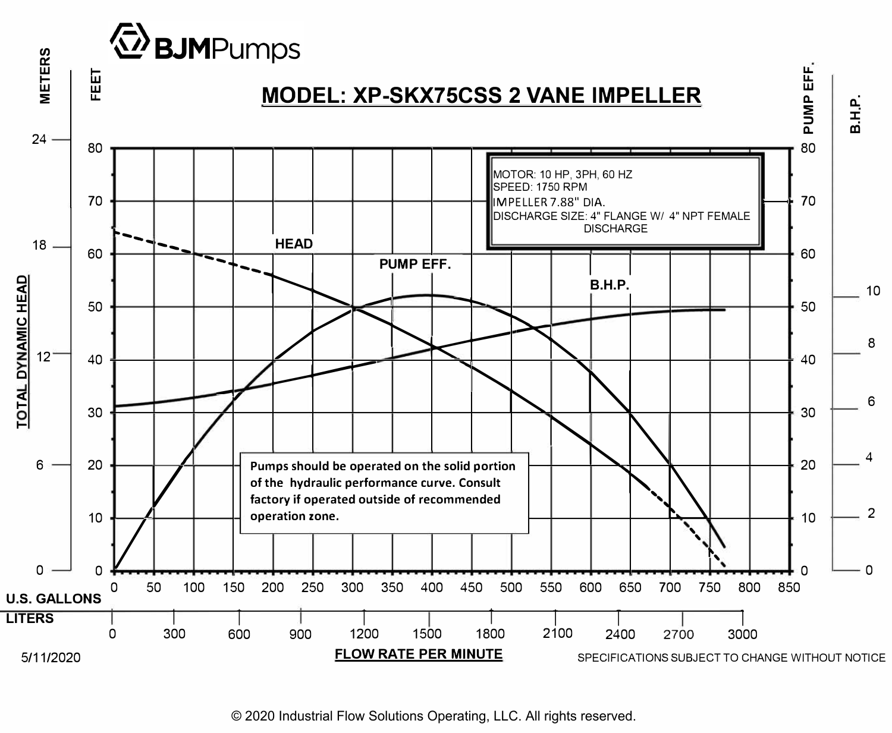BJMPumps

# MODEL: XP-SKX75CSS 2 VANE IMPELLER

MOTOR: 10 HP, 3PH, 60 HZ
SPEED: 1750 RPM
IMPELLER 7.88" DIA.
DISCHARGE SIZE: 4" FLANGE W/ 4" NPT FEMALE DISCHARGE

METERS
FEET
TOTAL DYNAMIC HEAD
PUMP EFF.
B.H.P.

HEAD
PUMP EFF.
B.H.P.

METERS: 24, 18, 12, 6, 0
FEET: 80, 70, 60, 50, 40, 30, 20, 10, 0
PUMP EFF.: 80, 70, 60, 50, 40, 30, 20, 10, 0
B.H.P.: 10, 8, 6, 4, 2, 0

U.S. GALLONS: 0, 50, 100, 150, 200, 250, 300, 350, 400, 450, 500, 550, 600, 650, 700, 750, 800, 850
LITERS: 0, 300, 600, 900, 1200, 1500, 1800, 2100, 2400, 2700, 3000

**Pumps should be operated on the solid portion of the hydraulic performance curve. Consult factory if operated outside of recommended operation zone.**

**FLOW RATE PER MINUTE**

5/11/2020

SPECIFICATIONS SUBJECT TO CHANGE WITHOUT NOTICE

© 2020 Industrial Flow Solutions Operating, LLC. All rights reserved.